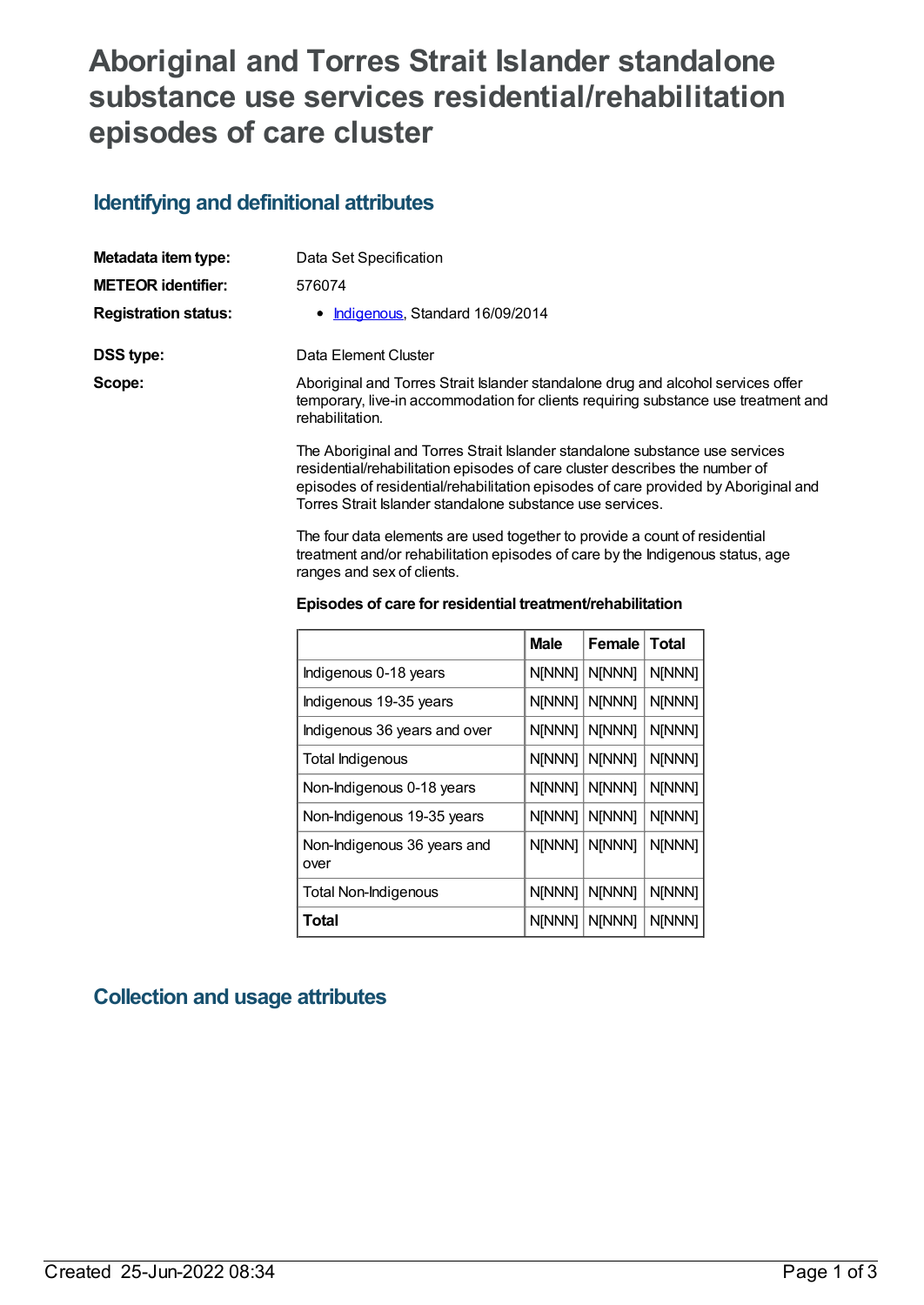# Aboriginal and Torres Strait Islander standalone substance use services residential/rehabilitation episodes of care cluster

## Identifying and definitional attributes

**Metadata item type:** Data Set Specification

**METEOR identifier:** 576074

**Registration status:**

- Indigenous, Standard 16/09/2014

**DSS type:** Data Element Cluster

**Scope:**

Aboriginal and Torres Strait Islander standalone drug and alcohol services offer temporary, live-in accommodation for clients requiring substance use treatment and rehabilitation.

The Aboriginal and Torres Strait Islander standalone substance use services residential/rehabilitation episodes of care cluster describes the number of episodes of residential/rehabilitation episodes of care provided by Aboriginal and Torres Strait Islander standalone substance use services.

The four data elements are used together to provide a count of residential treatment and/or rehabilitation episodes of care by the Indigenous status, age ranges and sex of clients.

**Episodes of care for residential treatment/rehabilitation**

| | Male | Female | Total |
|---|---|---|---|
| Indigenous 0-18 years | N[NNN] | N[NNN] | N[NNN] |
| Indigenous 19-35 years | N[NNN] | N[NNN] | N[NNN] |
| Indigenous 36 years and over | N[NNN] | N[NNN] | N[NNN] |
| Total Indigenous | N[NNN] | N[NNN] | N[NNN] |
| Non-Indigenous 0-18 years | N[NNN] | N[NNN] | N[NNN] |
| Non-Indigenous 19-35 years | N[NNN] | N[NNN] | N[NNN] |
| Non-Indigenous 36 years and over | N[NNN] | N[NNN] | N[NNN] |
| Total Non-Indigenous | N[NNN] | N[NNN] | N[NNN] |
| **Total** | N[NNN] | N[NNN] | N[NNN] |

## Collection and usage attributes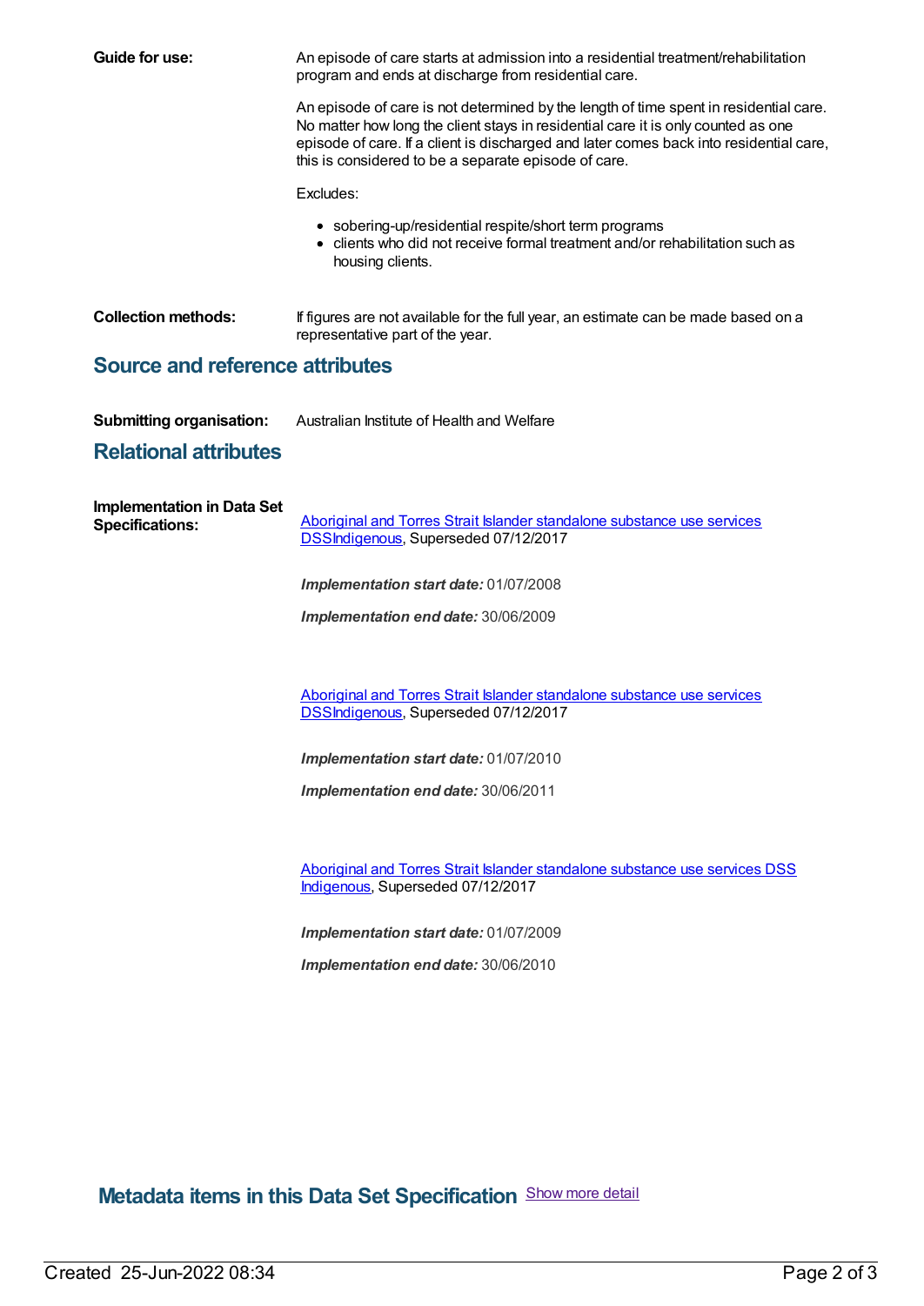**Guide for use:** An episode of care starts at admission into a residential treatment/rehabilitation program and ends at discharge from residential care.

An episode of care is not determined by the length of time spent in residential care. No matter how long the client stays in residential care it is only counted as one episode of care. If a client is discharged and later comes back into residential care, this is considered to be a separate episode of care.

Excludes:

- sobering-up/residential respite/short term programs
- clients who did not receive formal treatment and/or rehabilitation such as housing clients.

**Collection methods:** If figures are not available for the full year, an estimate can be made based on a representative part of the year.

## Source and reference attributes

**Submitting organisation:** Australian Institute of Health and Welfare

## Relational attributes

**Implementation in Data Set Specifications:**

Aboriginal and Torres Strait Islander standalone substance use services DSSIndigenous, Superseded 07/12/2017

*Implementation start date:* 01/07/2008

*Implementation end date:* 30/06/2009

Aboriginal and Torres Strait Islander standalone substance use services DSSIndigenous, Superseded 07/12/2017

*Implementation start date:* 01/07/2010

*Implementation end date:* 30/06/2011

Aboriginal and Torres Strait Islander standalone substance use services DSS Indigenous, Superseded 07/12/2017

*Implementation start date:* 01/07/2009

*Implementation end date:* 30/06/2010

## Metadata items in this Data Set Specification

Show more detail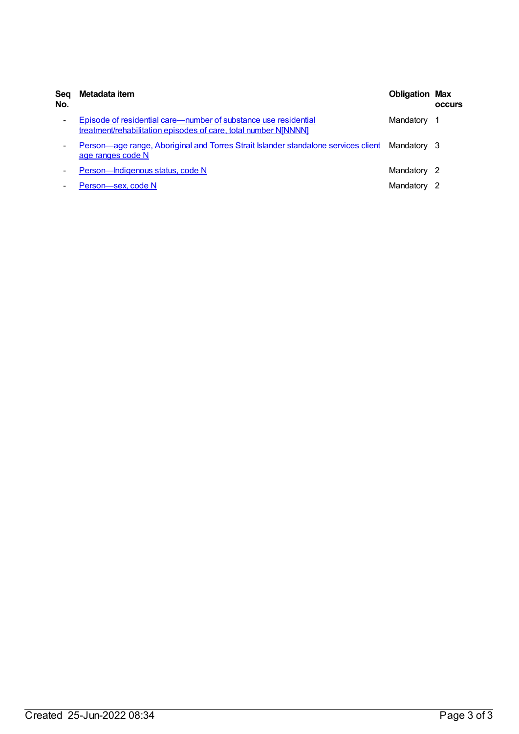| Seq No. | Metadata item | Obligation | Max occurs |
| --- | --- | --- | --- |
| - | Episode of residential care—number of substance use residential treatment/rehabilitation episodes of care, total number N[NNNN] | Mandatory | 1 |
| - | Person—age range, Aboriginal and Torres Strait Islander standalone services client age ranges code N | Mandatory | 3 |
| - | Person—Indigenous status, code N | Mandatory | 2 |
| - | Person—sex, code N | Mandatory | 2 |